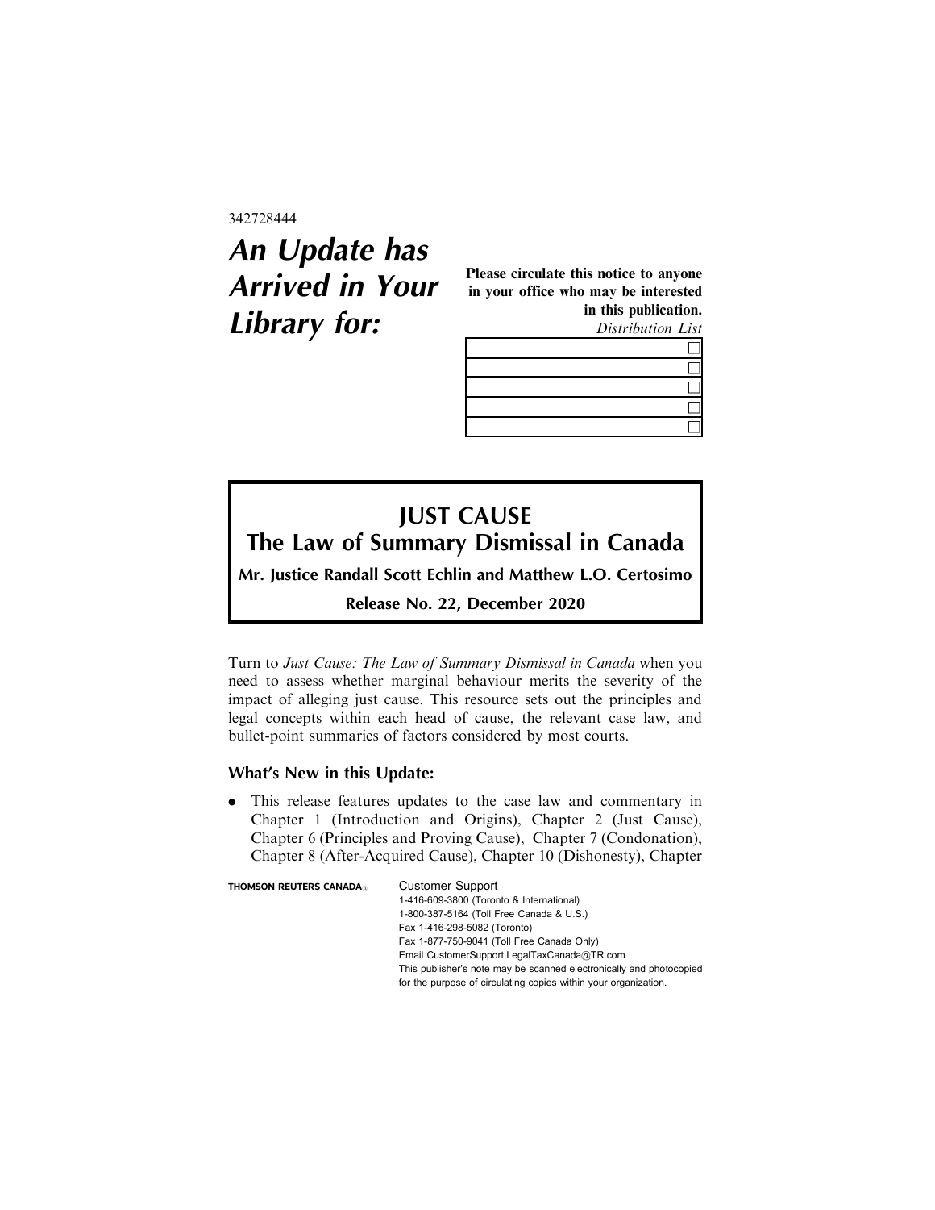342728444

# *An Update has Arrived in Your Library for:*

**Please circulate this notice to anyone in your office who may be interested in this publication.**

*Distribution List*

| |
|---|
| ☐ |
| ☐ |
| ☐ |
| ☐ |
| ☐ |

## JUST CAUSE
## The Law of Summary Dismissal in Canada

**Mr. Justice Randall Scott Echlin and Matthew L.O. Certosimo**

**Release No. 22, December 2020**

Turn to *Just Cause: The Law of Summary Dismissal in Canada* when you need to assess whether marginal behaviour merits the severity of the impact of alleging just cause. This resource sets out the principles and legal concepts within each head of cause, the relevant case law, and bullet-point summaries of factors considered by most courts.

### What's New in this Update:

- This release features updates to the case law and commentary in Chapter 1 (Introduction and Origins), Chapter 2 (Just Cause), Chapter 6 (Principles and Proving Cause), Chapter 7 (Condonation), Chapter 8 (After-Acquired Cause), Chapter 10 (Dishonesty), Chapter

**THOMSON REUTERS CANADA®**

Customer Support
1-416-609-3800 (Toronto & International)
1-800-387-5164 (Toll Free Canada & U.S.)
Fax 1-416-298-5082 (Toronto)
Fax 1-877-750-9041 (Toll Free Canada Only)
Email CustomerSupport.LegalTaxCanada@TR.com
This publisher's note may be scanned electronically and photocopied for the purpose of circulating copies within your organization.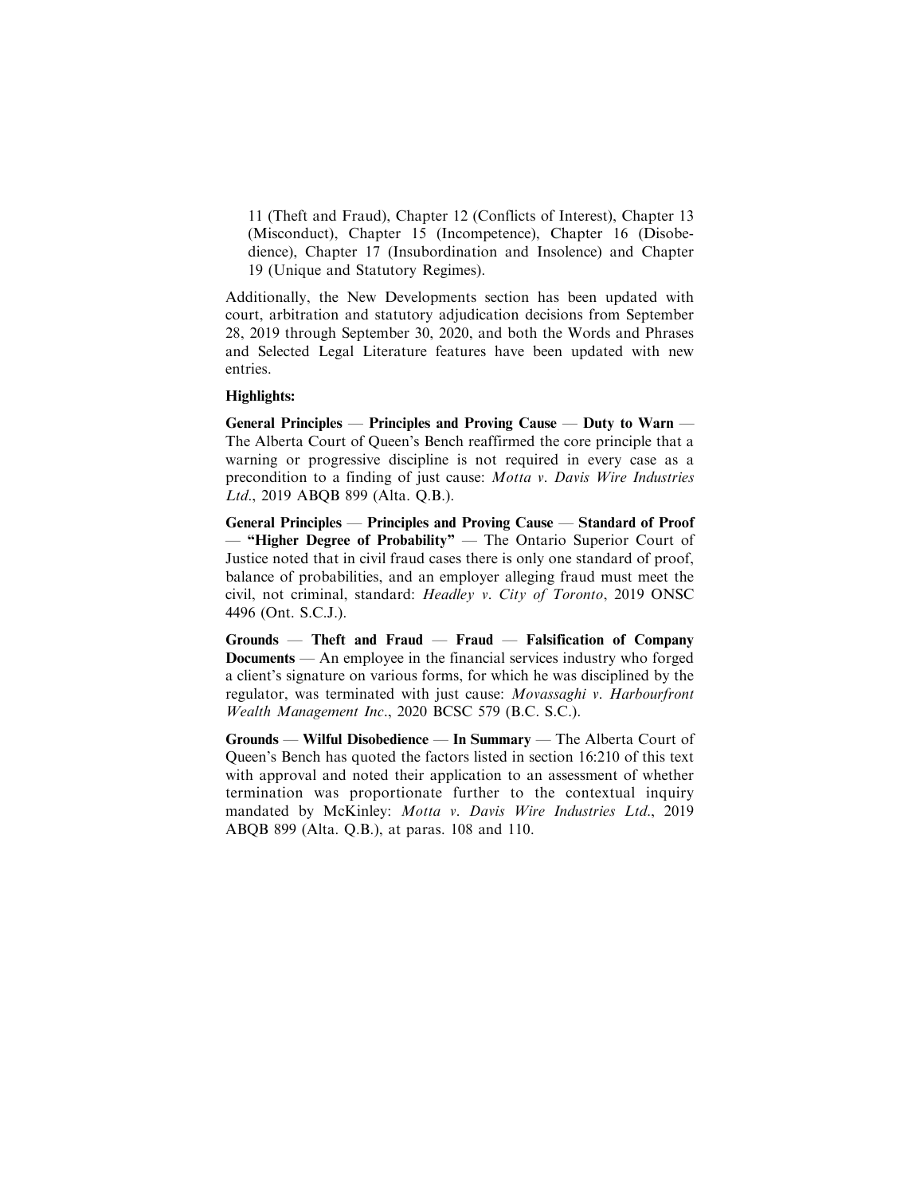11 (Theft and Fraud), Chapter 12 (Conflicts of Interest), Chapter 13 (Misconduct), Chapter 15 (Incompetence), Chapter 16 (Disobedience), Chapter 17 (Insubordination and Insolence) and Chapter 19 (Unique and Statutory Regimes).

Additionally, the New Developments section has been updated with court, arbitration and statutory adjudication decisions from September 28, 2019 through September 30, 2020, and both the Words and Phrases and Selected Legal Literature features have been updated with new entries.

**Highlights:**

**General Principles — Principles and Proving Cause — Duty to Warn —** The Alberta Court of Queen's Bench reaffirmed the core principle that a warning or progressive discipline is not required in every case as a precondition to a finding of just cause: *Motta v. Davis Wire Industries Ltd.*, 2019 ABQB 899 (Alta. Q.B.).

**General Principles — Principles and Proving Cause — Standard of Proof — "Higher Degree of Probability" —** The Ontario Superior Court of Justice noted that in civil fraud cases there is only one standard of proof, balance of probabilities, and an employer alleging fraud must meet the civil, not criminal, standard: *Headley v. City of Toronto*, 2019 ONSC 4496 (Ont. S.C.J.).

**Grounds — Theft and Fraud — Fraud — Falsification of Company Documents —** An employee in the financial services industry who forged a client's signature on various forms, for which he was disciplined by the regulator, was terminated with just cause: *Movassaghi v. Harbourfront Wealth Management Inc.*, 2020 BCSC 579 (B.C. S.C.).

**Grounds — Wilful Disobedience — In Summary —** The Alberta Court of Queen's Bench has quoted the factors listed in section 16:210 of this text with approval and noted their application to an assessment of whether termination was proportionate further to the contextual inquiry mandated by McKinley: *Motta v. Davis Wire Industries Ltd.*, 2019 ABQB 899 (Alta. Q.B.), at paras. 108 and 110.